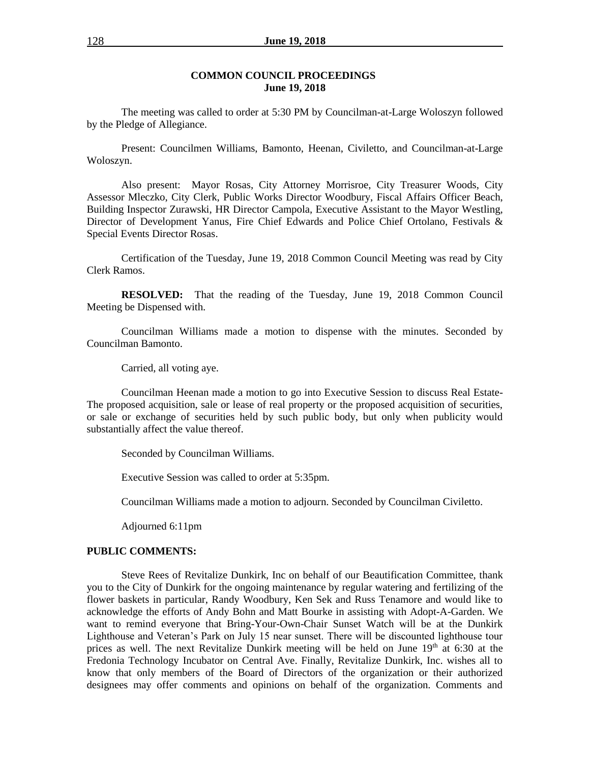## COMMON COUNCIL PROCEEDINGS
## June 19, 2018

The meeting was called to order at 5:30 PM by Councilman-at-Large Woloszyn followed by the Pledge of Allegiance.

Present: Councilmen Williams, Bamonto, Heenan, Civiletto, and Councilman-at-Large Woloszyn.

Also present: Mayor Rosas, City Attorney Morrisroe, City Treasurer Woods, City Assessor Mleczko, City Clerk, Public Works Director Woodbury, Fiscal Affairs Officer Beach, Building Inspector Zurawski, HR Director Campola, Executive Assistant to the Mayor Westling, Director of Development Yanus, Fire Chief Edwards and Police Chief Ortolano, Festivals & Special Events Director Rosas.

Certification of the Tuesday, June 19, 2018 Common Council Meeting was read by City Clerk Ramos.

**RESOLVED:** That the reading of the Tuesday, June 19, 2018 Common Council Meeting be Dispensed with.

Councilman Williams made a motion to dispense with the minutes. Seconded by Councilman Bamonto.

Carried, all voting aye.

Councilman Heenan made a motion to go into Executive Session to discuss Real Estate- The proposed acquisition, sale or lease of real property or the proposed acquisition of securities, or sale or exchange of securities held by such public body, but only when publicity would substantially affect the value thereof.

Seconded by Councilman Williams.

Executive Session was called to order at 5:35pm.

Councilman Williams made a motion to adjourn. Seconded by Councilman Civiletto.

Adjourned 6:11pm

**PUBLIC COMMENTS:**

Steve Rees of Revitalize Dunkirk, Inc on behalf of our Beautification Committee, thank you to the City of Dunkirk for the ongoing maintenance by regular watering and fertilizing of the flower baskets in particular, Randy Woodbury, Ken Sek and Russ Tenamore and would like to acknowledge the efforts of Andy Bohn and Matt Bourke in assisting with Adopt-A-Garden. We want to remind everyone that Bring-Your-Own-Chair Sunset Watch will be at the Dunkirk Lighthouse and Veteran's Park on July 15 near sunset. There will be discounted lighthouse tour prices as well. The next Revitalize Dunkirk meeting will be held on June 19th at 6:30 at the Fredonia Technology Incubator on Central Ave. Finally, Revitalize Dunkirk, Inc. wishes all to know that only members of the Board of Directors of the organization or their authorized designees may offer comments and opinions on behalf of the organization. Comments and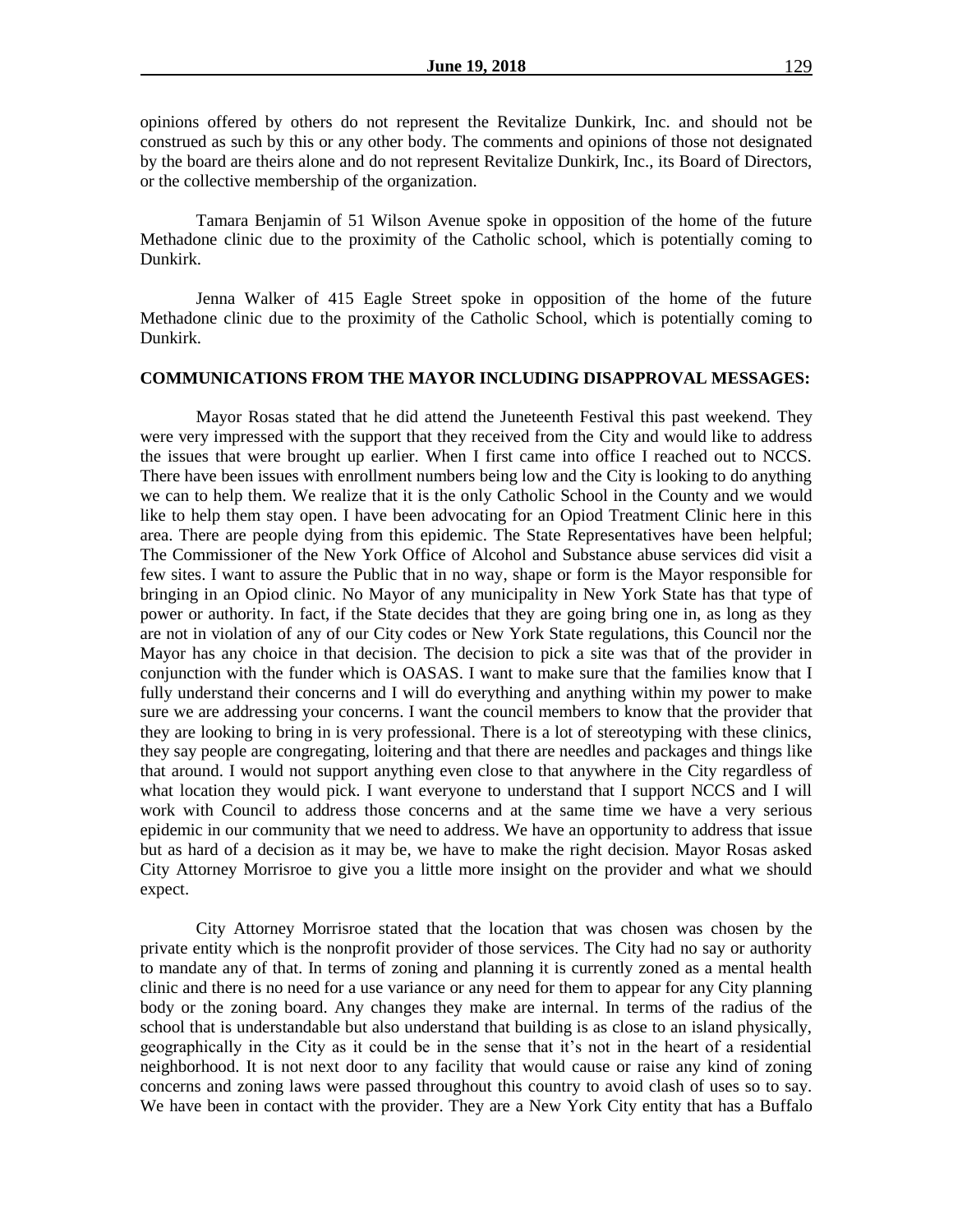opinions offered by others do not represent the Revitalize Dunkirk, Inc. and should not be construed as such by this or any other body. The comments and opinions of those not designated by the board are theirs alone and do not represent Revitalize Dunkirk, Inc., its Board of Directors, or the collective membership of the organization.

Tamara Benjamin of 51 Wilson Avenue spoke in opposition of the home of the future Methadone clinic due to the proximity of the Catholic school, which is potentially coming to Dunkirk.

Jenna Walker of 415 Eagle Street spoke in opposition of the home of the future Methadone clinic due to the proximity of the Catholic School, which is potentially coming to Dunkirk.

**COMMUNICATIONS FROM THE MAYOR INCLUDING DISAPPROVAL MESSAGES:**

Mayor Rosas stated that he did attend the Juneteenth Festival this past weekend. They were very impressed with the support that they received from the City and would like to address the issues that were brought up earlier. When I first came into office I reached out to NCCS. There have been issues with enrollment numbers being low and the City is looking to do anything we can to help them. We realize that it is the only Catholic School in the County and we would like to help them stay open. I have been advocating for an Opiod Treatment Clinic here in this area. There are people dying from this epidemic. The State Representatives have been helpful; The Commissioner of the New York Office of Alcohol and Substance abuse services did visit a few sites. I want to assure the Public that in no way, shape or form is the Mayor responsible for bringing in an Opiod clinic. No Mayor of any municipality in New York State has that type of power or authority. In fact, if the State decides that they are going bring one in, as long as they are not in violation of any of our City codes or New York State regulations, this Council nor the Mayor has any choice in that decision. The decision to pick a site was that of the provider in conjunction with the funder which is OASAS. I want to make sure that the families know that I fully understand their concerns and I will do everything and anything within my power to make sure we are addressing your concerns. I want the council members to know that the provider that they are looking to bring in is very professional. There is a lot of stereotyping with these clinics, they say people are congregating, loitering and that there are needles and packages and things like that around. I would not support anything even close to that anywhere in the City regardless of what location they would pick. I want everyone to understand that I support NCCS and I will work with Council to address those concerns and at the same time we have a very serious epidemic in our community that we need to address. We have an opportunity to address that issue but as hard of a decision as it may be, we have to make the right decision. Mayor Rosas asked City Attorney Morrisroe to give you a little more insight on the provider and what we should expect.

City Attorney Morrisroe stated that the location that was chosen was chosen by the private entity which is the nonprofit provider of those services. The City had no say or authority to mandate any of that. In terms of zoning and planning it is currently zoned as a mental health clinic and there is no need for a use variance or any need for them to appear for any City planning body or the zoning board. Any changes they make are internal. In terms of the radius of the school that is understandable but also understand that building is as close to an island physically, geographically in the City as it could be in the sense that it's not in the heart of a residential neighborhood. It is not next door to any facility that would cause or raise any kind of zoning concerns and zoning laws were passed throughout this country to avoid clash of uses so to say. We have been in contact with the provider. They are a New York City entity that has a Buffalo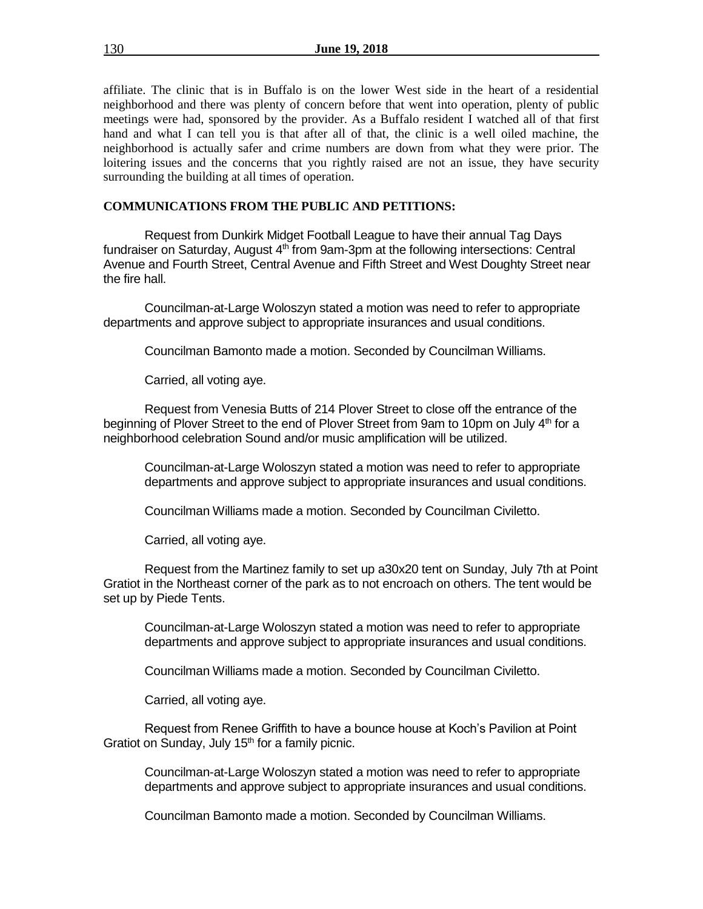affiliate. The clinic that is in Buffalo is on the lower West side in the heart of a residential neighborhood and there was plenty of concern before that went into operation, plenty of public meetings were had, sponsored by the provider. As a Buffalo resident I watched all of that first hand and what I can tell you is that after all of that, the clinic is a well oiled machine, the neighborhood is actually safer and crime numbers are down from what they were prior. The loitering issues and the concerns that you rightly raised are not an issue, they have security surrounding the building at all times of operation.

**COMMUNICATIONS FROM THE PUBLIC AND PETITIONS:**

Request from Dunkirk Midget Football League to have their annual Tag Days fundraiser on Saturday, August 4th from 9am-3pm at the following intersections: Central Avenue and Fourth Street, Central Avenue and Fifth Street and West Doughty Street near the fire hall.

Councilman-at-Large Woloszyn stated a motion was need to refer to appropriate departments and approve subject to appropriate insurances and usual conditions.

Councilman Bamonto made a motion. Seconded by Councilman Williams.

Carried, all voting aye.

Request from Venesia Butts of 214 Plover Street to close off the entrance of the beginning of Plover Street to the end of Plover Street from 9am to 10pm on July 4th for a neighborhood celebration Sound and/or music amplification will be utilized.

Councilman-at-Large Woloszyn stated a motion was need to refer to appropriate departments and approve subject to appropriate insurances and usual conditions.

Councilman Williams made a motion. Seconded by Councilman Civiletto.

Carried, all voting aye.

Request from the Martinez family to set up a30x20 tent on Sunday, July 7th at Point Gratiot in the Northeast corner of the park as to not encroach on others. The tent would be set up by Piede Tents.

Councilman-at-Large Woloszyn stated a motion was need to refer to appropriate departments and approve subject to appropriate insurances and usual conditions.

Councilman Williams made a motion. Seconded by Councilman Civiletto.

Carried, all voting aye.

Request from Renee Griffith to have a bounce house at Koch's Pavilion at Point Gratiot on Sunday, July 15th for a family picnic.

Councilman-at-Large Woloszyn stated a motion was need to refer to appropriate departments and approve subject to appropriate insurances and usual conditions.

Councilman Bamonto made a motion. Seconded by Councilman Williams.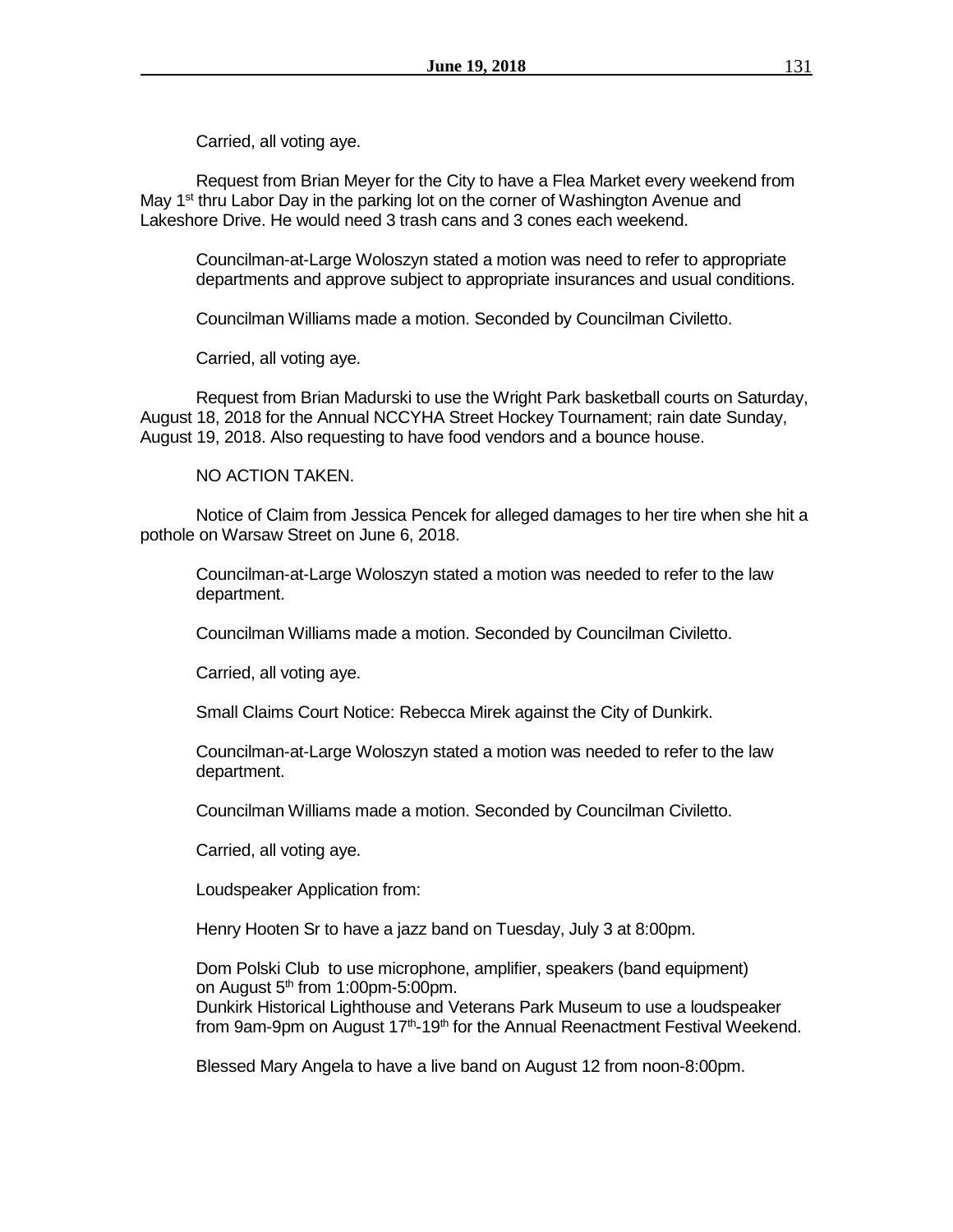Carried, all voting aye.

Request from Brian Meyer for the City to have a Flea Market every weekend from May 1st thru Labor Day in the parking lot on the corner of Washington Avenue and Lakeshore Drive. He would need 3 trash cans and 3 cones each weekend.

Councilman-at-Large Woloszyn stated a motion was need to refer to appropriate departments and approve subject to appropriate insurances and usual conditions.

Councilman Williams made a motion. Seconded by Councilman Civiletto.

Carried, all voting aye.

Request from Brian Madurski to use the Wright Park basketball courts on Saturday, August 18, 2018 for the Annual NCCYHA Street Hockey Tournament; rain date Sunday, August 19, 2018. Also requesting to have food vendors and a bounce house.

NO ACTION TAKEN.

Notice of Claim from Jessica Pencek for alleged damages to her tire when she hit a pothole on Warsaw Street on June 6, 2018.

Councilman-at-Large Woloszyn stated a motion was needed to refer to the law department.

Councilman Williams made a motion. Seconded by Councilman Civiletto.

Carried, all voting aye.

Small Claims Court Notice: Rebecca Mirek against the City of Dunkirk.

Councilman-at-Large Woloszyn stated a motion was needed to refer to the law department.

Councilman Williams made a motion. Seconded by Councilman Civiletto.

Carried, all voting aye.

Loudspeaker Application from:

Henry Hooten Sr to have a jazz band on Tuesday, July 3 at 8:00pm.

Dom Polski Club to use microphone, amplifier, speakers (band equipment) on August 5th from 1:00pm-5:00pm.
Dunkirk Historical Lighthouse and Veterans Park Museum to use a loudspeaker from 9am-9pm on August 17th-19th for the Annual Reenactment Festival Weekend.

Blessed Mary Angela to have a live band on August 12 from noon-8:00pm.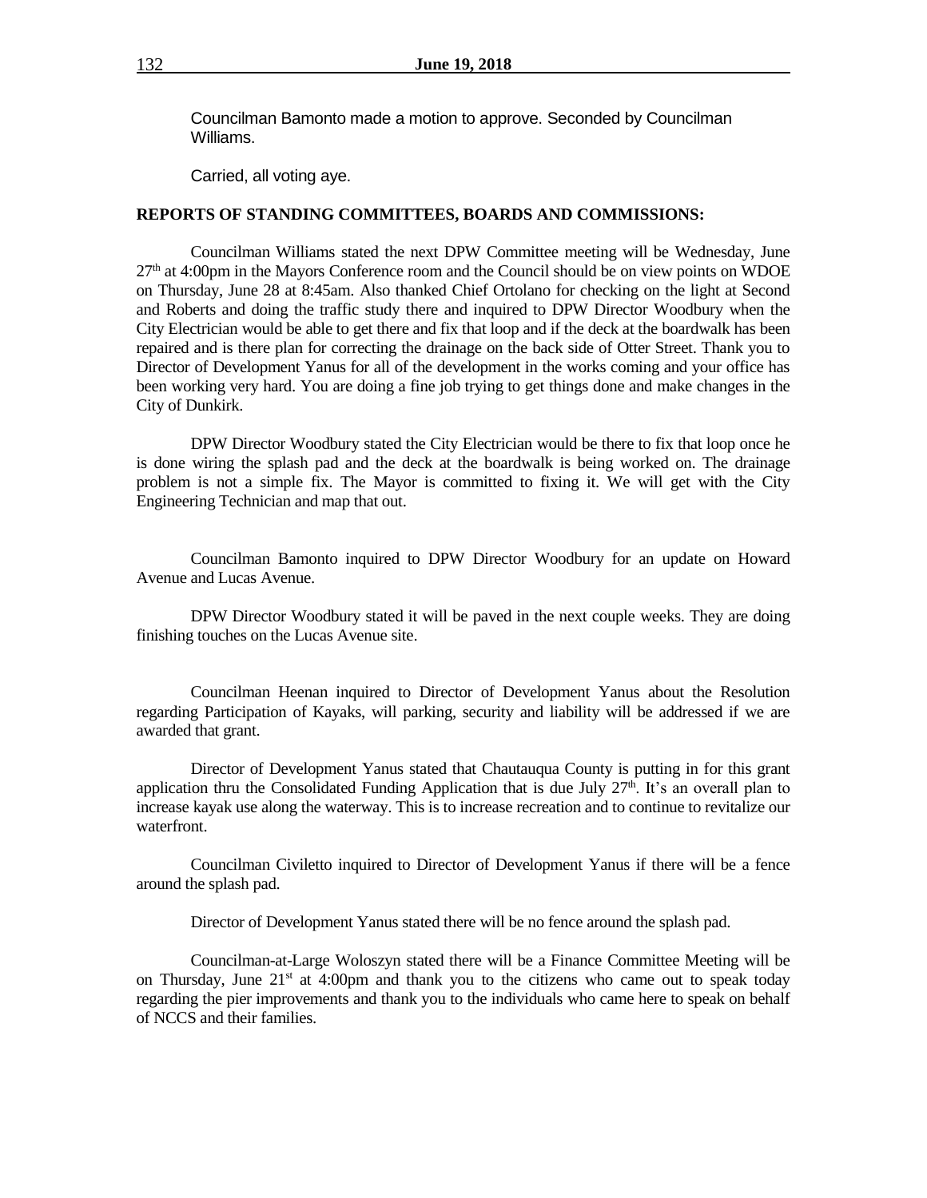Councilman Bamonto made a motion to approve. Seconded by Councilman Williams.

Carried, all voting aye.

**REPORTS OF STANDING COMMITTEES, BOARDS AND COMMISSIONS:**

Councilman Williams stated the next DPW Committee meeting will be Wednesday, June 27th at 4:00pm in the Mayors Conference room and the Council should be on view points on WDOE on Thursday, June 28 at 8:45am. Also thanked Chief Ortolano for checking on the light at Second and Roberts and doing the traffic study there and inquired to DPW Director Woodbury when the City Electrician would be able to get there and fix that loop and if the deck at the boardwalk has been repaired and is there plan for correcting the drainage on the back side of Otter Street. Thank you to Director of Development Yanus for all of the development in the works coming and your office has been working very hard. You are doing a fine job trying to get things done and make changes in the City of Dunkirk.

DPW Director Woodbury stated the City Electrician would be there to fix that loop once he is done wiring the splash pad and the deck at the boardwalk is being worked on. The drainage problem is not a simple fix. The Mayor is committed to fixing it. We will get with the City Engineering Technician and map that out.

Councilman Bamonto inquired to DPW Director Woodbury for an update on Howard Avenue and Lucas Avenue.

DPW Director Woodbury stated it will be paved in the next couple weeks. They are doing finishing touches on the Lucas Avenue site.

Councilman Heenan inquired to Director of Development Yanus about the Resolution regarding Participation of Kayaks, will parking, security and liability will be addressed if we are awarded that grant.

Director of Development Yanus stated that Chautauqua County is putting in for this grant application thru the Consolidated Funding Application that is due July 27th. It's an overall plan to increase kayak use along the waterway. This is to increase recreation and to continue to revitalize our waterfront.

Councilman Civiletto inquired to Director of Development Yanus if there will be a fence around the splash pad.

Director of Development Yanus stated there will be no fence around the splash pad.

Councilman-at-Large Woloszyn stated there will be a Finance Committee Meeting will be on Thursday, June 21st at 4:00pm and thank you to the citizens who came out to speak today regarding the pier improvements and thank you to the individuals who came here to speak on behalf of NCCS and their families.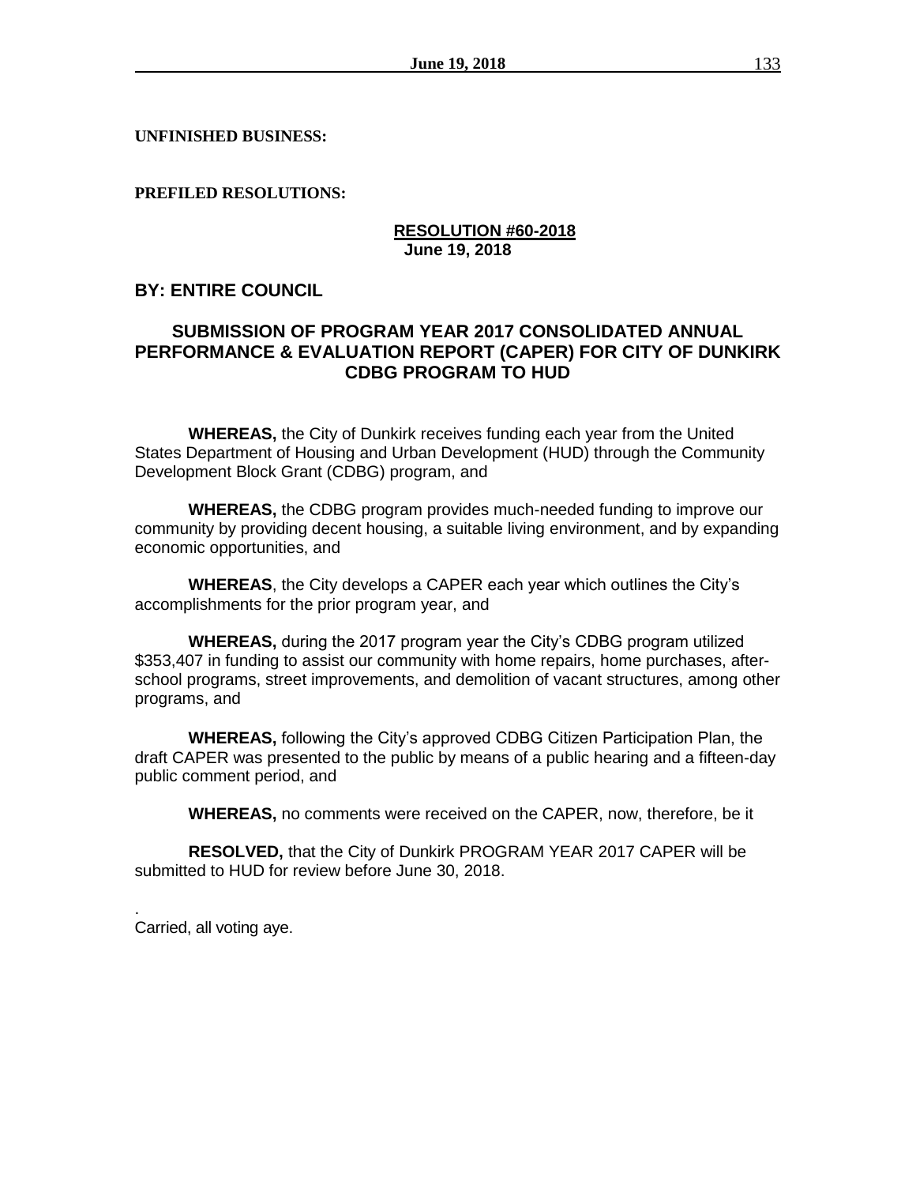**UNFINISHED BUSINESS:**

**PREFILED RESOLUTIONS:**

**RESOLUTION #60-2018**
**June 19, 2018**

## BY: ENTIRE COUNCIL

## SUBMISSION OF PROGRAM YEAR 2017 CONSOLIDATED ANNUAL PERFORMANCE & EVALUATION REPORT (CAPER) FOR CITY OF DUNKIRK CDBG PROGRAM TO HUD

**WHEREAS,** the City of Dunkirk receives funding each year from the United States Department of Housing and Urban Development (HUD) through the Community Development Block Grant (CDBG) program, and

**WHEREAS,** the CDBG program provides much-needed funding to improve our community by providing decent housing, a suitable living environment, and by expanding economic opportunities, and

**WHEREAS**, the City develops a CAPER each year which outlines the City's accomplishments for the prior program year, and

**WHEREAS,** during the 2017 program year the City's CDBG program utilized $353,407 in funding to assist our community with home repairs, home purchases, after-school programs, street improvements, and demolition of vacant structures, among other programs, and

**WHEREAS,** following the City's approved CDBG Citizen Participation Plan, the draft CAPER was presented to the public by means of a public hearing and a fifteen-day public comment period, and

**WHEREAS,** no comments were received on the CAPER, now, therefore, be it

**RESOLVED,** that the City of Dunkirk PROGRAM YEAR 2017 CAPER will be submitted to HUD for review before June 30, 2018.

.
Carried, all voting aye.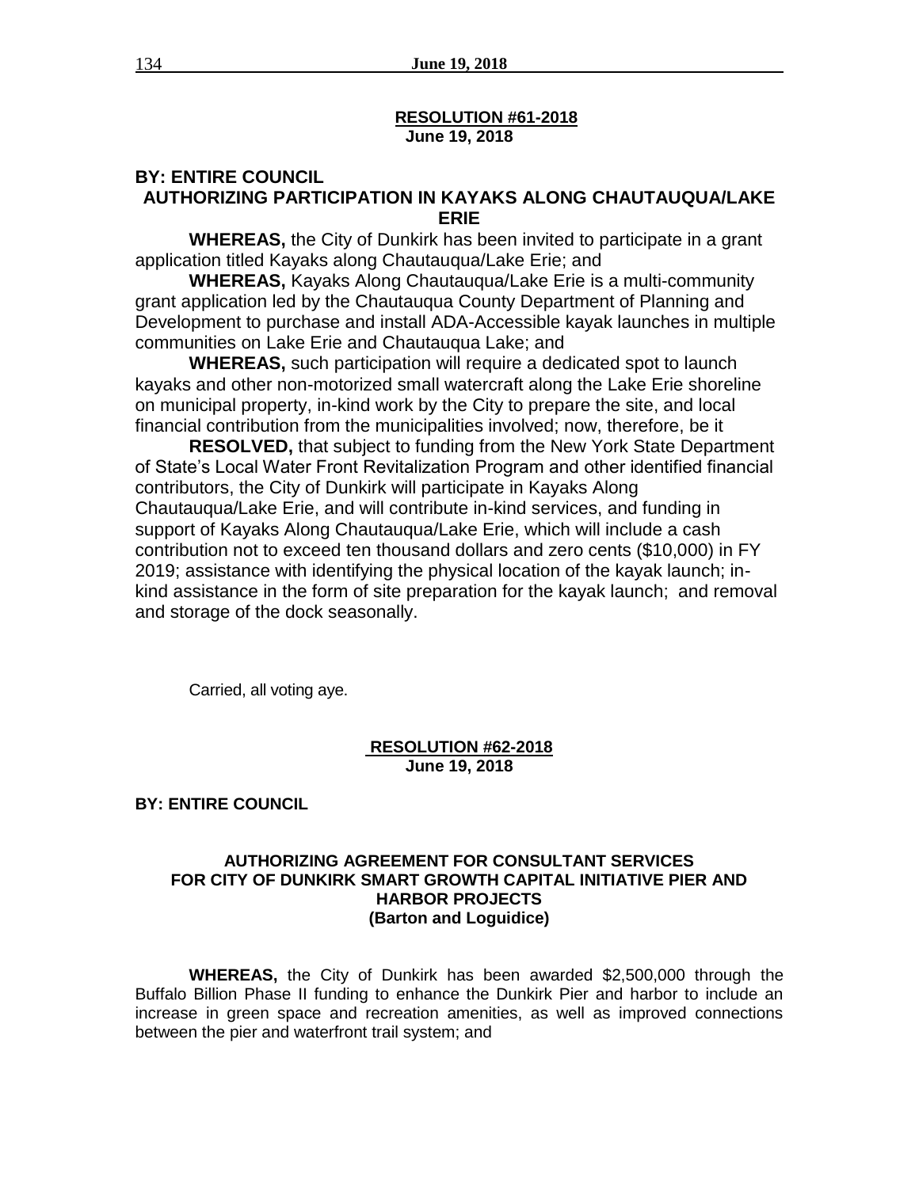**RESOLUTION #61-2018**
**June 19, 2018**

**BY: ENTIRE COUNCIL**

**AUTHORIZING PARTICIPATION IN KAYAKS ALONG CHAUTAUQUA/LAKE ERIE**

**WHEREAS,** the City of Dunkirk has been invited to participate in a grant application titled Kayaks along Chautauqua/Lake Erie; and

**WHEREAS,** Kayaks Along Chautauqua/Lake Erie is a multi-community grant application led by the Chautauqua County Department of Planning and Development to purchase and install ADA-Accessible kayak launches in multiple communities on Lake Erie and Chautauqua Lake; and

**WHEREAS,** such participation will require a dedicated spot to launch kayaks and other non-motorized small watercraft along the Lake Erie shoreline on municipal property, in-kind work by the City to prepare the site, and local financial contribution from the municipalities involved; now, therefore, be it

**RESOLVED,** that subject to funding from the New York State Department of State's Local Water Front Revitalization Program and other identified financial contributors, the City of Dunkirk will participate in Kayaks Along Chautauqua/Lake Erie, and will contribute in-kind services, and funding in support of Kayaks Along Chautauqua/Lake Erie, which will include a cash contribution not to exceed ten thousand dollars and zero cents ($10,000) in FY 2019; assistance with identifying the physical location of the kayak launch; in-kind assistance in the form of site preparation for the kayak launch; and removal and storage of the dock seasonally.

Carried, all voting aye.

**RESOLUTION #62-2018**
**June 19, 2018**

**BY: ENTIRE COUNCIL**

**AUTHORIZING AGREEMENT FOR CONSULTANT SERVICES FOR CITY OF DUNKIRK SMART GROWTH CAPITAL INITIATIVE PIER AND HARBOR PROJECTS**
**(Barton and Loguidice)**

**WHEREAS,** the City of Dunkirk has been awarded $2,500,000 through the Buffalo Billion Phase II funding to enhance the Dunkirk Pier and harbor to include an increase in green space and recreation amenities, as well as improved connections between the pier and waterfront trail system; and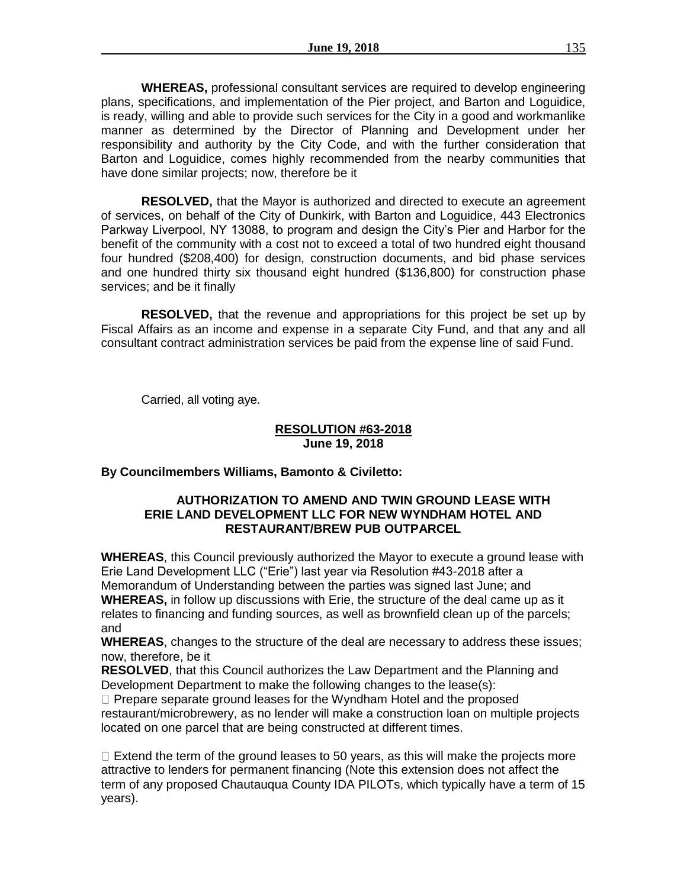**WHEREAS,** professional consultant services are required to develop engineering plans, specifications, and implementation of the Pier project, and Barton and Loguidice, is ready, willing and able to provide such services for the City in a good and workmanlike manner as determined by the Director of Planning and Development under her responsibility and authority by the City Code, and with the further consideration that Barton and Loguidice, comes highly recommended from the nearby communities that have done similar projects; now, therefore be it

**RESOLVED,** that the Mayor is authorized and directed to execute an agreement of services, on behalf of the City of Dunkirk, with Barton and Loguidice, 443 Electronics Parkway Liverpool, NY 13088, to program and design the City's Pier and Harbor for the benefit of the community with a cost not to exceed a total of two hundred eight thousand four hundred ($208,400) for design, construction documents, and bid phase services and one hundred thirty six thousand eight hundred ($136,800) for construction phase services; and be it finally

**RESOLVED,** that the revenue and appropriations for this project be set up by Fiscal Affairs as an income and expense in a separate City Fund, and that any and all consultant contract administration services be paid from the expense line of said Fund.

Carried, all voting aye.

**RESOLUTION #63-2018**
**June 19, 2018**

**By Councilmembers Williams, Bamonto & Civiletto:**

**AUTHORIZATION TO AMEND AND TWIN GROUND LEASE WITH ERIE LAND DEVELOPMENT LLC FOR NEW WYNDHAM HOTEL AND RESTAURANT/BREW PUB OUTPARCEL**

**WHEREAS**, this Council previously authorized the Mayor to execute a ground lease with Erie Land Development LLC ("Erie") last year via Resolution #43-2018 after a Memorandum of Understanding between the parties was signed last June; and

**WHEREAS,** in follow up discussions with Erie, the structure of the deal came up as it relates to financing and funding sources, as well as brownfield clean up of the parcels; and

**WHEREAS**, changes to the structure of the deal are necessary to address these issues; now, therefore, be it

**RESOLVED**, that this Council authorizes the Law Department and the Planning and Development Department to make the following changes to the lease(s):

- Prepare separate ground leases for the Wyndham Hotel and the proposed restaurant/microbrewery, as no lender will make a construction loan on multiple projects located on one parcel that are being constructed at different times.

- Extend the term of the ground leases to 50 years, as this will make the projects more attractive to lenders for permanent financing (Note this extension does not affect the term of any proposed Chautauqua County IDA PILOTs, which typically have a term of 15 years).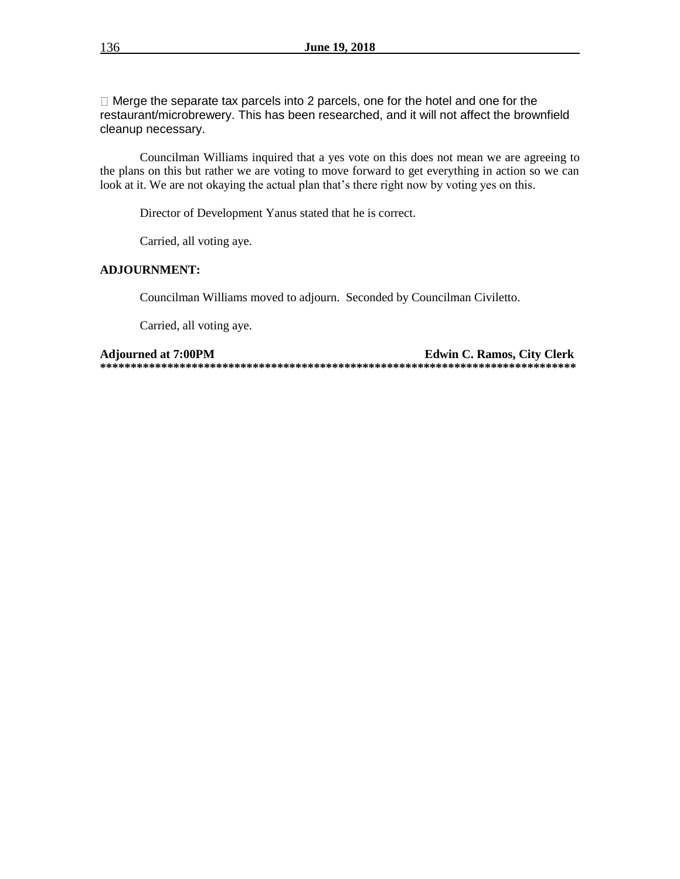- Merge the separate tax parcels into 2 parcels, one for the hotel and one for the restaurant/microbrewery. This has been researched, and it will not affect the brownfield cleanup necessary.

Councilman Williams inquired that a yes vote on this does not mean we are agreeing to the plans on this but rather we are voting to move forward to get everything in action so we can look at it. We are not okaying the actual plan that's there right now by voting yes on this.

Director of Development Yanus stated that he is correct.

Carried, all voting aye.

**ADJOURNMENT:**

Councilman Williams moved to adjourn. Seconded by Councilman Civiletto.

Carried, all voting aye.

**Adjourned at 7:00PM** **Edwin C. Ramos, City Clerk**

**\*\*\*\*\*\*\*\*\*\*\*\*\*\*\*\*\*\*\*\*\*\*\*\*\*\*\*\*\*\*\*\*\*\*\*\*\*\*\*\*\*\*\*\*\*\*\*\*\*\*\*\*\*\*\*\*\*\*\*\*\*\*\*\*\*\*\*\*\*\*\*\*\*\*\*\*\*\*\*\***